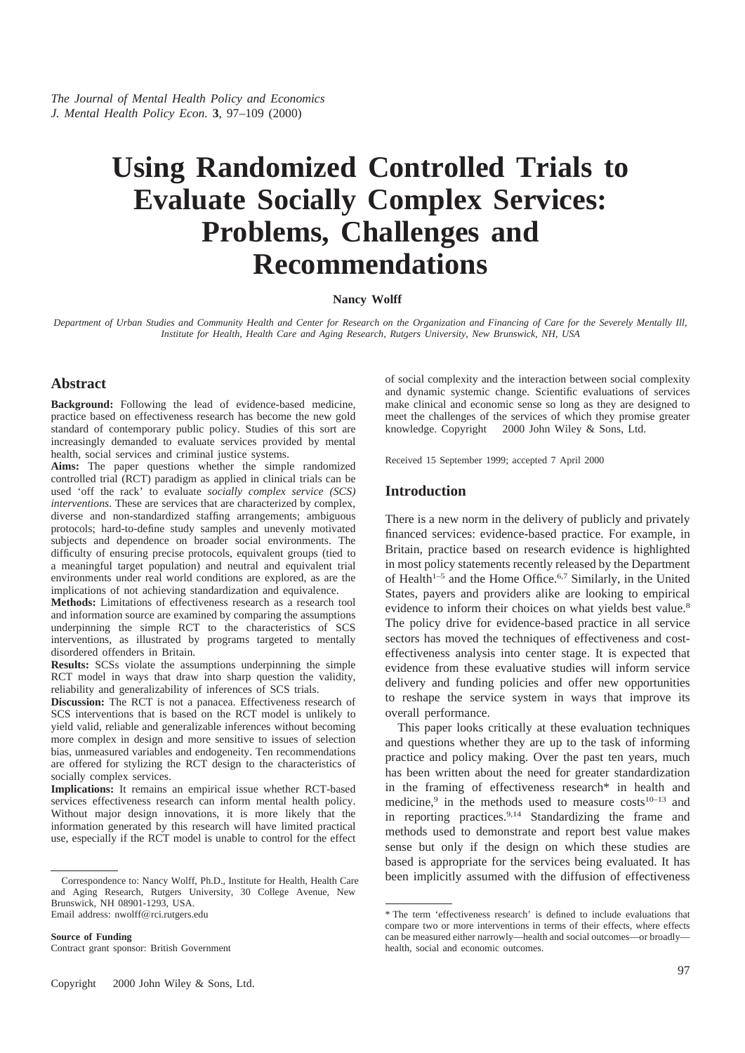*The Journal of Mental Health Policy and Economics*
*J. Mental Health Policy Econ.* **3**, 97–109 (2000)

# Using Randomized Controlled Trials to Evaluate Socially Complex Services: Problems, Challenges and Recommendations

**Nancy Wolff**

*Department of Urban Studies and Community Health and Center for Research on the Organization and Financing of Care for the Severely Mentally Ill, Institute for Health, Health Care and Aging Research, Rutgers University, New Brunswick, NH, USA*

## Abstract

**Background:** Following the lead of evidence-based medicine, practice based on effectiveness research has become the new gold standard of contemporary public policy. Studies of this sort are increasingly demanded to evaluate services provided by mental health, social services and criminal justice systems.

**Aims:** The paper questions whether the simple randomized controlled trial (RCT) paradigm as applied in clinical trials can be used 'off the rack' to evaluate *socially complex service (SCS) interventions*. These are services that are characterized by complex, diverse and non-standardized staffing arrangements; ambiguous protocols; hard-to-define study samples and unevenly motivated subjects and dependence on broader social environments. The difficulty of ensuring precise protocols, equivalent groups (tied to a meaningful target population) and neutral and equivalent trial environments under real world conditions are explored, as are the implications of not achieving standardization and equivalence.

**Methods:** Limitations of effectiveness research as a research tool and information source are examined by comparing the assumptions underpinning the simple RCT to the characteristics of SCS interventions, as illustrated by programs targeted to mentally disordered offenders in Britain.

**Results:** SCSs violate the assumptions underpinning the simple RCT model in ways that draw into sharp question the validity, reliability and generalizability of inferences of SCS trials.

**Discussion:** The RCT is not a panacea. Effectiveness research of SCS interventions that is based on the RCT model is unlikely to yield valid, reliable and generalizable inferences without becoming more complex in design and more sensitive to issues of selection bias, unmeasured variables and endogeneity. Ten recommendations are offered for stylizing the RCT design to the characteristics of socially complex services.

**Implications:** It remains an empirical issue whether RCT-based services effectiveness research can inform mental health policy. Without major design innovations, it is more likely that the information generated by this research will have limited practical use, especially if the RCT model is unable to control for the effect of social complexity and the interaction between social complexity and dynamic systemic change. Scientific evaluations of services make clinical and economic sense so long as they are designed to meet the challenges of the services of which they promise greater knowledge. Copyright © 2000 John Wiley & Sons, Ltd.

Received 15 September 1999; accepted 7 April 2000

## Introduction

There is a new norm in the delivery of publicly and privately financed services: evidence-based practice. For example, in Britain, practice based on research evidence is highlighted in most policy statements recently released by the Department of Health[1–5] and the Home Office.[6,7] Similarly, in the United States, payers and providers alike are looking to empirical evidence to inform their choices on what yields best value.[8] The policy drive for evidence-based practice in all service sectors has moved the techniques of effectiveness and cost-effectiveness analysis into center stage. It is expected that evidence from these evaluative studies will inform service delivery and funding policies and offer new opportunities to reshape the service system in ways that improve its overall performance.

This paper looks critically at these evaluation techniques and questions whether they are up to the task of informing practice and policy making. Over the past ten years, much has been written about the need for greater standardization in the framing of effectiveness research* in health and medicine,[9] in the methods used to measure costs[10–13] and in reporting practices.[9,14] Standardizing the frame and methods used to demonstrate and report best value makes sense but only if the design on which these studies are based is appropriate for the services being evaluated. It has been implicitly assumed with the diffusion of effectiveness

---

Correspondence to: Nancy Wolff, Ph.D., Institute for Health, Health Care and Aging Research, Rutgers University, 30 College Avenue, New Brunswick, NH 08901-1293, USA.
Email address: nwolff@rci.rutgers.edu

**Source of Funding**
Contract grant sponsor: British Government

\* The term 'effectiveness research' is defined to include evaluations that compare two or more interventions in terms of their effects, where effects can be measured either narrowly—health and social outcomes—or broadly—health, social and economic outcomes.

Copyright © 2000 John Wiley & Sons, Ltd.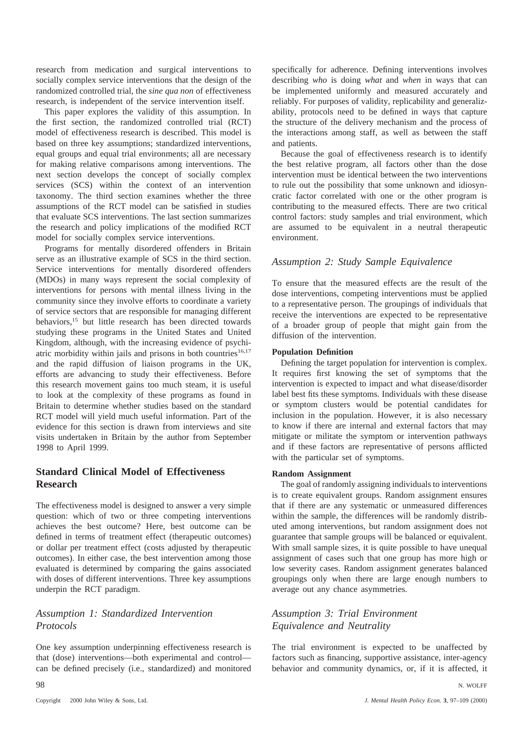research from medication and surgical interventions to socially complex service interventions that the design of the randomized controlled trial, the *sine qua non* of effectiveness research, is independent of the service intervention itself.

This paper explores the validity of this assumption. In the first section, the randomized controlled trial (RCT) model of effectiveness research is described. This model is based on three key assumptions; standardized interventions, equal groups and equal trial environments; all are necessary for making relative comparisons among interventions. The next section develops the concept of socially complex services (SCS) within the context of an intervention taxonomy. The third section examines whether the three assumptions of the RCT model can be satisfied in studies that evaluate SCS interventions. The last section summarizes the research and policy implications of the modified RCT model for socially complex service interventions.

Programs for mentally disordered offenders in Britain serve as an illustrative example of SCS in the third section. Service interventions for mentally disordered offenders (MDOs) in many ways represent the social complexity of interventions for persons with mental illness living in the community since they involve efforts to coordinate a variety of service sectors that are responsible for managing different behaviors,[15] but little research has been directed towards studying these programs in the United States and United Kingdom, although, with the increasing evidence of psychiatric morbidity within jails and prisons in both countries[16,17] and the rapid diffusion of liaison programs in the UK, efforts are advancing to study their effectiveness. Before this research movement gains too much steam, it is useful to look at the complexity of these programs as found in Britain to determine whether studies based on the standard RCT model will yield much useful information. Part of the evidence for this section is drawn from interviews and site visits undertaken in Britain by the author from September 1998 to April 1999.

## Standard Clinical Model of Effectiveness Research

The effectiveness model is designed to answer a very simple question: which of two or three competing interventions achieves the best outcome? Here, best outcome can be defined in terms of treatment effect (therapeutic outcomes) or dollar per treatment effect (costs adjusted by therapeutic outcomes). In either case, the best intervention among those evaluated is determined by comparing the gains associated with doses of different interventions. Three key assumptions underpin the RCT paradigm.

### *Assumption 1: Standardized Intervention Protocols*

One key assumption underpinning effectiveness research is that (dose) interventions—both experimental and control—can be defined precisely (i.e., standardized) and monitored specifically for adherence. Defining interventions involves describing *who* is doing *what* and *when* in ways that can be implemented uniformly and measured accurately and reliably. For purposes of validity, replicability and generalizability, protocols need to be defined in ways that capture the structure of the delivery mechanism and the process of the interactions among staff, as well as between the staff and patients.

Because the goal of effectiveness research is to identify the best relative program, all factors other than the dose intervention must be identical between the two interventions to rule out the possibility that some unknown and idiosyncratic factor correlated with one or the other program is contributing to the measured effects. There are two critical control factors: study samples and trial environment, which are assumed to be equivalent in a neutral therapeutic environment.

### *Assumption 2: Study Sample Equivalence*

To ensure that the measured effects are the result of the dose interventions, competing interventions must be applied to a representative person. The groupings of individuals that receive the interventions are expected to be representative of a broader group of people that might gain from the diffusion of the intervention.

**Population Definition**

Defining the target population for intervention is complex. It requires first knowing the set of symptoms that the intervention is expected to impact and what disease/disorder label best fits these symptoms. Individuals with these disease or symptom clusters would be potential candidates for inclusion in the population. However, it is also necessary to know if there are internal and external factors that may mitigate or militate the symptom or intervention pathways and if these factors are representative of persons afflicted with the particular set of symptoms.

**Random Assignment**

The goal of randomly assigning individuals to interventions is to create equivalent groups. Random assignment ensures that if there are any systematic or unmeasured differences within the sample, the differences will be randomly distributed among interventions, but random assignment does not guarantee that sample groups will be balanced or equivalent. With small sample sizes, it is quite possible to have unequal assignment of cases such that one group has more high or low severity cases. Random assignment generates balanced groupings only when there are large enough numbers to average out any chance asymmetries.

### *Assumption 3: Trial Environment Equivalence and Neutrality*

The trial environment is expected to be unaffected by factors such as financing, supportive assistance, inter-agency behavior and community dynamics, or, if it is affected, it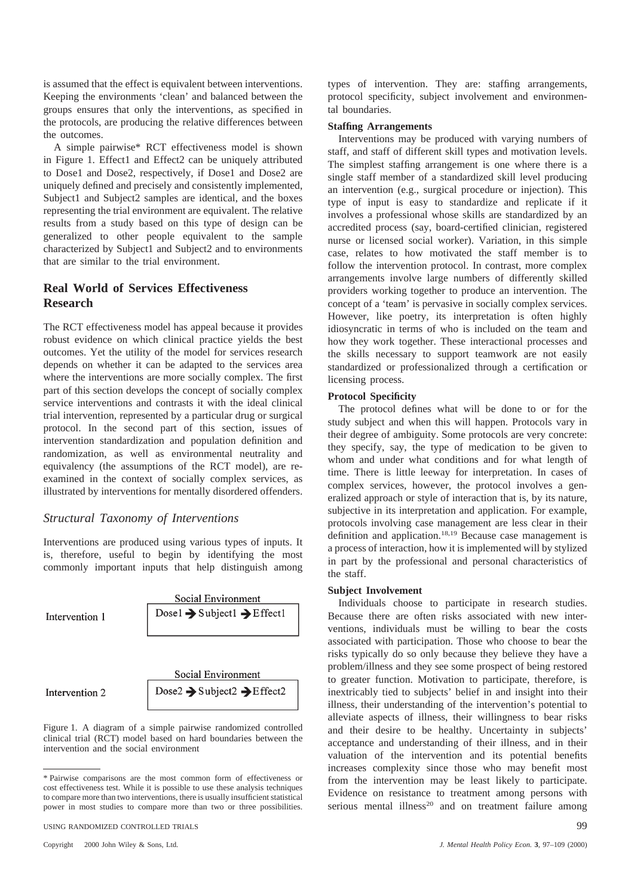is assumed that the effect is equivalent between interventions. Keeping the environments 'clean' and balanced between the groups ensures that only the interventions, as specified in the protocols, are producing the relative differences between the outcomes.

A simple pairwise* RCT effectiveness model is shown in Figure 1. Effect1 and Effect2 can be uniquely attributed to Dose1 and Dose2, respectively, if Dose1 and Dose2 are uniquely defined and precisely and consistently implemented, Subject1 and Subject2 samples are identical, and the boxes representing the trial environment are equivalent. The relative results from a study based on this type of design can be generalized to other people equivalent to the sample characterized by Subject1 and Subject2 and to environments that are similar to the trial environment.

## Real World of Services Effectiveness Research

The RCT effectiveness model has appeal because it provides robust evidence on which clinical practice yields the best outcomes. Yet the utility of the model for services research depends on whether it can be adapted to the services area where the interventions are more socially complex. The first part of this section develops the concept of socially complex service interventions and contrasts it with the ideal clinical trial intervention, represented by a particular drug or surgical protocol. In the second part of this section, issues of intervention standardization and population definition and randomization, as well as environmental neutrality and equivalency (the assumptions of the RCT model), are re-examined in the context of socially complex services, as illustrated by interventions for mentally disordered offenders.

### *Structural Taxonomy of Interventions*

Interventions are produced using various types of inputs. It is, therefore, useful to begin by identifying the most commonly important inputs that help distinguish among types of intervention. They are: staffing arrangements, protocol specificity, subject involvement and environmental boundaries.

Intervention 1

Social Environment

Dose1 → Subject1 → Effect1

Intervention 2

Social Environment

Dose2 → Subject2 → Effect2

Figure 1. A diagram of a simple pairwise randomized controlled clinical trial (RCT) model based on hard boundaries between the intervention and the social environment

#### Staffing Arrangements

Interventions may be produced with varying numbers of staff, and staff of different skill types and motivation levels. The simplest staffing arrangement is one where there is a single staff member of a standardized skill level producing an intervention (e.g., surgical procedure or injection). This type of input is easy to standardize and replicate if it involves a professional whose skills are standardized by an accredited process (say, board-certified clinician, registered nurse or licensed social worker). Variation, in this simple case, relates to how motivated the staff member is to follow the intervention protocol. In contrast, more complex arrangements involve large numbers of differently skilled providers working together to produce an intervention. The concept of a 'team' is pervasive in socially complex services. However, like poetry, its interpretation is often highly idiosyncratic in terms of who is included on the team and how they work together. These interactional processes and the skills necessary to support teamwork are not easily standardized or professionalized through a certification or licensing process.

#### Protocol Specificity

The protocol defines what will be done to or for the study subject and when this will happen. Protocols vary in their degree of ambiguity. Some protocols are very concrete: they specify, say, the type of medication to be given to whom and under what conditions and for what length of time. There is little leeway for interpretation. In cases of complex services, however, the protocol involves a generalized approach or style of interaction that is, by its nature, subjective in its interpretation and application. For example, protocols involving case management are less clear in their definition and application.[18,19] Because case management is a process of interaction, how it is implemented will by stylized in part by the professional and personal characteristics of the staff.

#### Subject Involvement

Individuals choose to participate in research studies. Because there are often risks associated with new interventions, individuals must be willing to bear the costs associated with participation. Those who choose to bear the risks typically do so only because they believe they have a problem/illness and they see some prospect of being restored to greater function. Motivation to participate, therefore, is inextricably tied to subjects' belief in and insight into their illness, their understanding of the intervention's potential to alleviate aspects of illness, their willingness to bear risks and their desire to be healthy. Uncertainty in subjects' acceptance and understanding of their illness, and in their valuation of the intervention and its potential benefits increases complexity since those who may benefit most from the intervention may be least likely to participate. Evidence on resistance to treatment among persons with serious mental illness[20] and on treatment failure among

---

* Pairwise comparisons are the most common form of effectiveness or cost effectiveness test. While it is possible to use these analysis techniques to compare more than two interventions, there is usually insufficient statistical power in most studies to compare more than two or three possibilities.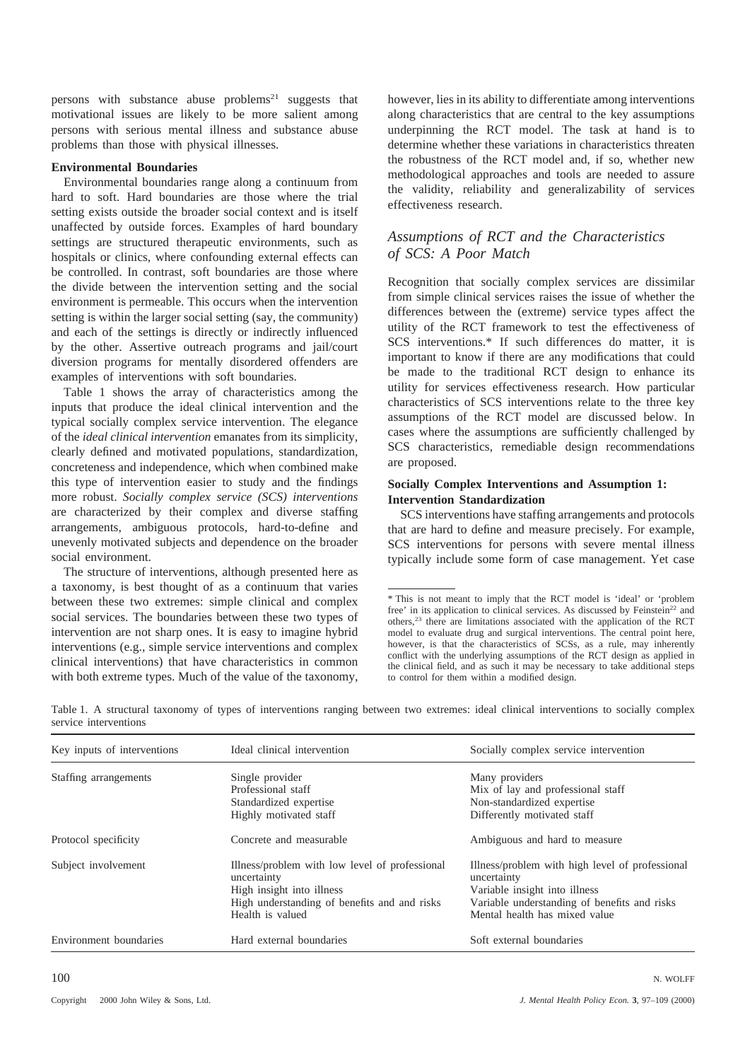persons with substance abuse problems[21] suggests that motivational issues are likely to be more salient among persons with serious mental illness and substance abuse problems than those with physical illnesses.

**Environmental Boundaries**

Environmental boundaries range along a continuum from hard to soft. Hard boundaries are those where the trial setting exists outside the broader social context and is itself unaffected by outside forces. Examples of hard boundary settings are structured therapeutic environments, such as hospitals or clinics, where confounding external effects can be controlled. In contrast, soft boundaries are those where the divide between the intervention setting and the social environment is permeable. This occurs when the intervention setting is within the larger social setting (say, the community) and each of the settings is directly or indirectly influenced by the other. Assertive outreach programs and jail/court diversion programs for mentally disordered offenders are examples of interventions with soft boundaries.

Table 1 shows the array of characteristics among the inputs that produce the ideal clinical intervention and the typical socially complex service intervention. The elegance of the *ideal clinical intervention* emanates from its simplicity, clearly defined and motivated populations, standardization, concreteness and independence, which when combined make this type of intervention easier to study and the findings more robust. *Socially complex service (SCS) interventions* are characterized by their complex and diverse staffing arrangements, ambiguous protocols, hard-to-define and unevenly motivated subjects and dependence on the broader social environment.

The structure of interventions, although presented here as a taxonomy, is best thought of as a continuum that varies between these two extremes: simple clinical and complex social services. The boundaries between these two types of intervention are not sharp ones. It is easy to imagine hybrid interventions (e.g., simple service interventions and complex clinical interventions) that have characteristics in common with both extreme types. Much of the value of the taxonomy, however, lies in its ability to differentiate among interventions along characteristics that are central to the key assumptions underpinning the RCT model. The task at hand is to determine whether these variations in characteristics threaten the robustness of the RCT model and, if so, whether new methodological approaches and tools are needed to assure the validity, reliability and generalizability of services effectiveness research.

## *Assumptions of RCT and the Characteristics of SCS: A Poor Match*

Recognition that socially complex services are dissimilar from simple clinical services raises the issue of whether the differences between the (extreme) service types affect the utility of the RCT framework to test the effectiveness of SCS interventions.* If such differences do matter, it is important to know if there are any modifications that could be made to the traditional RCT design to enhance its utility for services effectiveness research. How particular characteristics of SCS interventions relate to the three key assumptions of the RCT model are discussed below. In cases where the assumptions are sufficiently challenged by SCS characteristics, remediable design recommendations are proposed.

**Socially Complex Interventions and Assumption 1: Intervention Standardization**

SCS interventions have staffing arrangements and protocols that are hard to define and measure precisely. For example, SCS interventions for persons with severe mental illness typically include some form of case management. Yet case

\* This is not meant to imply that the RCT model is 'ideal' or 'problem free' in its application to clinical services. As discussed by Feinstein[22] and others,[23] there are limitations associated with the application of the RCT model to evaluate drug and surgical interventions. The central point here, however, is that the characteristics of SCSs, as a rule, may inherently conflict with the underlying assumptions of the RCT design as applied in the clinical field, and as such it may be necessary to take additional steps to control for them within a modified design.

Table 1. A structural taxonomy of types of interventions ranging between two extremes: ideal clinical interventions to socially complex service interventions

| Key inputs of interventions | Ideal clinical intervention | Socially complex service intervention |
|---|---|---|
| Staffing arrangements | Single provider<br>Professional staff<br>Standardized expertise<br>Highly motivated staff | Many providers<br>Mix of lay and professional staff<br>Non-standardized expertise<br>Differently motivated staff |
| Protocol specificity | Concrete and measurable | Ambiguous and hard to measure |
| Subject involvement | Illness/problem with low level of professional uncertainty<br>High insight into illness<br>High understanding of benefits and and risks<br>Health is valued | Illness/problem with high level of professional uncertainty<br>Variable insight into illness<br>Variable understanding of benefits and risks<br>Mental health has mixed value |
| Environment boundaries | Hard external boundaries | Soft external boundaries |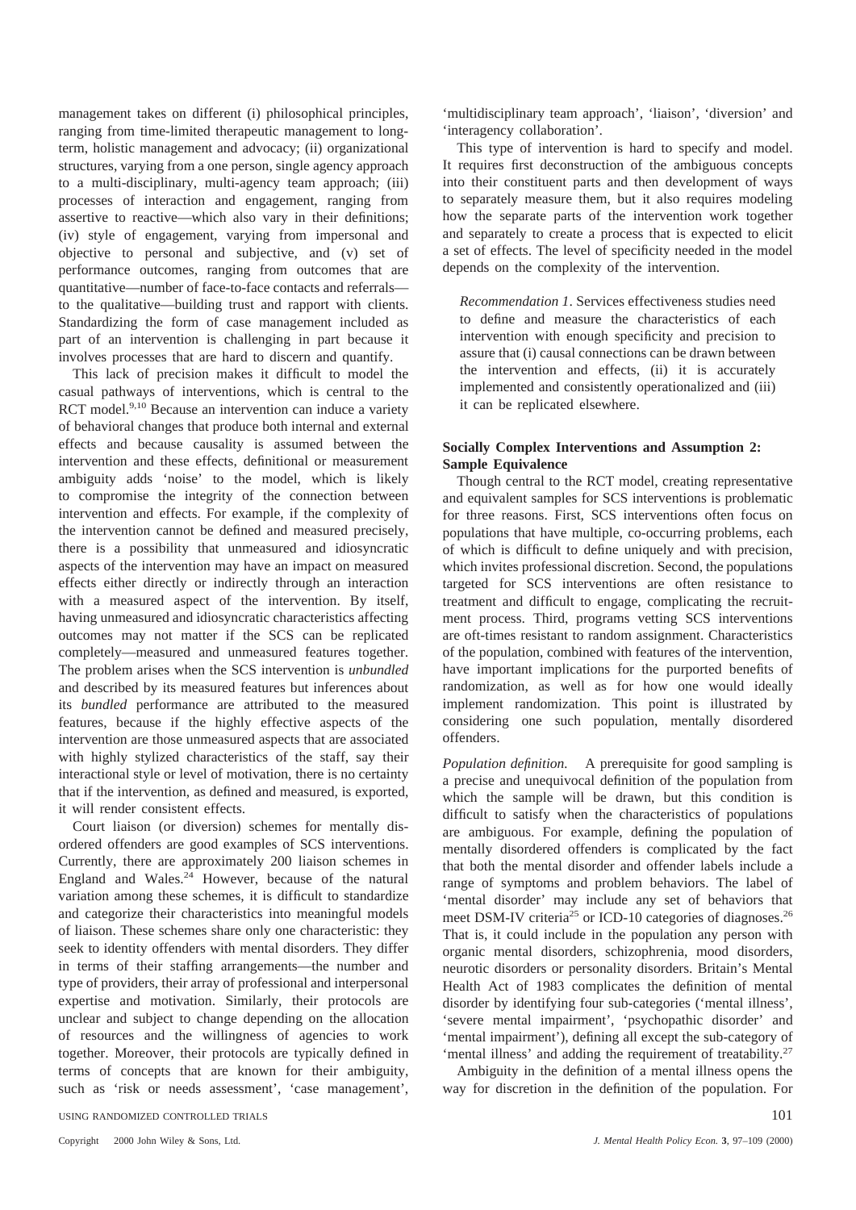management takes on different (i) philosophical principles, ranging from time-limited therapeutic management to long-term, holistic management and advocacy; (ii) organizational structures, varying from a one person, single agency approach to a multi-disciplinary, multi-agency team approach; (iii) processes of interaction and engagement, ranging from assertive to reactive—which also vary in their definitions; (iv) style of engagement, varying from impersonal and objective to personal and subjective, and (v) set of performance outcomes, ranging from outcomes that are quantitative—number of face-to-face contacts and referrals—to the qualitative—building trust and rapport with clients. Standardizing the form of case management included as part of an intervention is challenging in part because it involves processes that are hard to discern and quantify.

This lack of precision makes it difficult to model the casual pathways of interventions, which is central to the RCT model.[9,10] Because an intervention can induce a variety of behavioral changes that produce both internal and external effects and because causality is assumed between the intervention and these effects, definitional or measurement ambiguity adds 'noise' to the model, which is likely to compromise the integrity of the connection between intervention and effects. For example, if the complexity of the intervention cannot be defined and measured precisely, there is a possibility that unmeasured and idiosyncratic aspects of the intervention may have an impact on measured effects either directly or indirectly through an interaction with a measured aspect of the intervention. By itself, having unmeasured and idiosyncratic characteristics affecting outcomes may not matter if the SCS can be replicated completely—measured and unmeasured features together. The problem arises when the SCS intervention is *unbundled* and described by its measured features but inferences about its *bundled* performance are attributed to the measured features, because if the highly effective aspects of the intervention are those unmeasured aspects that are associated with highly stylized characteristics of the staff, say their interactional style or level of motivation, there is no certainty that if the intervention, as defined and measured, is exported, it will render consistent effects.

Court liaison (or diversion) schemes for mentally disordered offenders are good examples of SCS interventions. Currently, there are approximately 200 liaison schemes in England and Wales.[24] However, because of the natural variation among these schemes, it is difficult to standardize and categorize their characteristics into meaningful models of liaison. These schemes share only one characteristic: they seek to identity offenders with mental disorders. They differ in terms of their staffing arrangements—the number and type of providers, their array of professional and interpersonal expertise and motivation. Similarly, their protocols are unclear and subject to change depending on the allocation of resources and the willingness of agencies to work together. Moreover, their protocols are typically defined in terms of concepts that are known for their ambiguity, such as 'risk or needs assessment', 'case management', 'multidisciplinary team approach', 'liaison', 'diversion' and 'interagency collaboration'.

This type of intervention is hard to specify and model. It requires first deconstruction of the ambiguous concepts into their constituent parts and then development of ways to separately measure them, but it also requires modeling how the separate parts of the intervention work together and separately to create a process that is expected to elicit a set of effects. The level of specificity needed in the model depends on the complexity of the intervention.

> *Recommendation 1*. Services effectiveness studies need to define and measure the characteristics of each intervention with enough specificity and precision to assure that (i) causal connections can be drawn between the intervention and effects, (ii) it is accurately implemented and consistently operationalized and (iii) it can be replicated elsewhere.

### Socially Complex Interventions and Assumption 2: Sample Equivalence

Though central to the RCT model, creating representative and equivalent samples for SCS interventions is problematic for three reasons. First, SCS interventions often focus on populations that have multiple, co-occurring problems, each of which is difficult to define uniquely and with precision, which invites professional discretion. Second, the populations targeted for SCS interventions are often resistance to treatment and difficult to engage, complicating the recruitment process. Third, programs vetting SCS interventions are oft-times resistant to random assignment. Characteristics of the population, combined with features of the intervention, have important implications for the purported benefits of randomization, as well as for how one would ideally implement randomization. This point is illustrated by considering one such population, mentally disordered offenders.

*Population definition.* A prerequisite for good sampling is a precise and unequivocal definition of the population from which the sample will be drawn, but this condition is difficult to satisfy when the characteristics of populations are ambiguous. For example, defining the population of mentally disordered offenders is complicated by the fact that both the mental disorder and offender labels include a range of symptoms and problem behaviors. The label of 'mental disorder' may include any set of behaviors that meet DSM-IV criteria[25] or ICD-10 categories of diagnoses.[26] That is, it could include in the population any person with organic mental disorders, schizophrenia, mood disorders, neurotic disorders or personality disorders. Britain's Mental Health Act of 1983 complicates the definition of mental disorder by identifying four sub-categories ('mental illness', 'severe mental impairment', 'psychopathic disorder' and 'mental impairment'), defining all except the sub-category of 'mental illness' and adding the requirement of treatability.[27]

Ambiguity in the definition of a mental illness opens the way for discretion in the definition of the population. For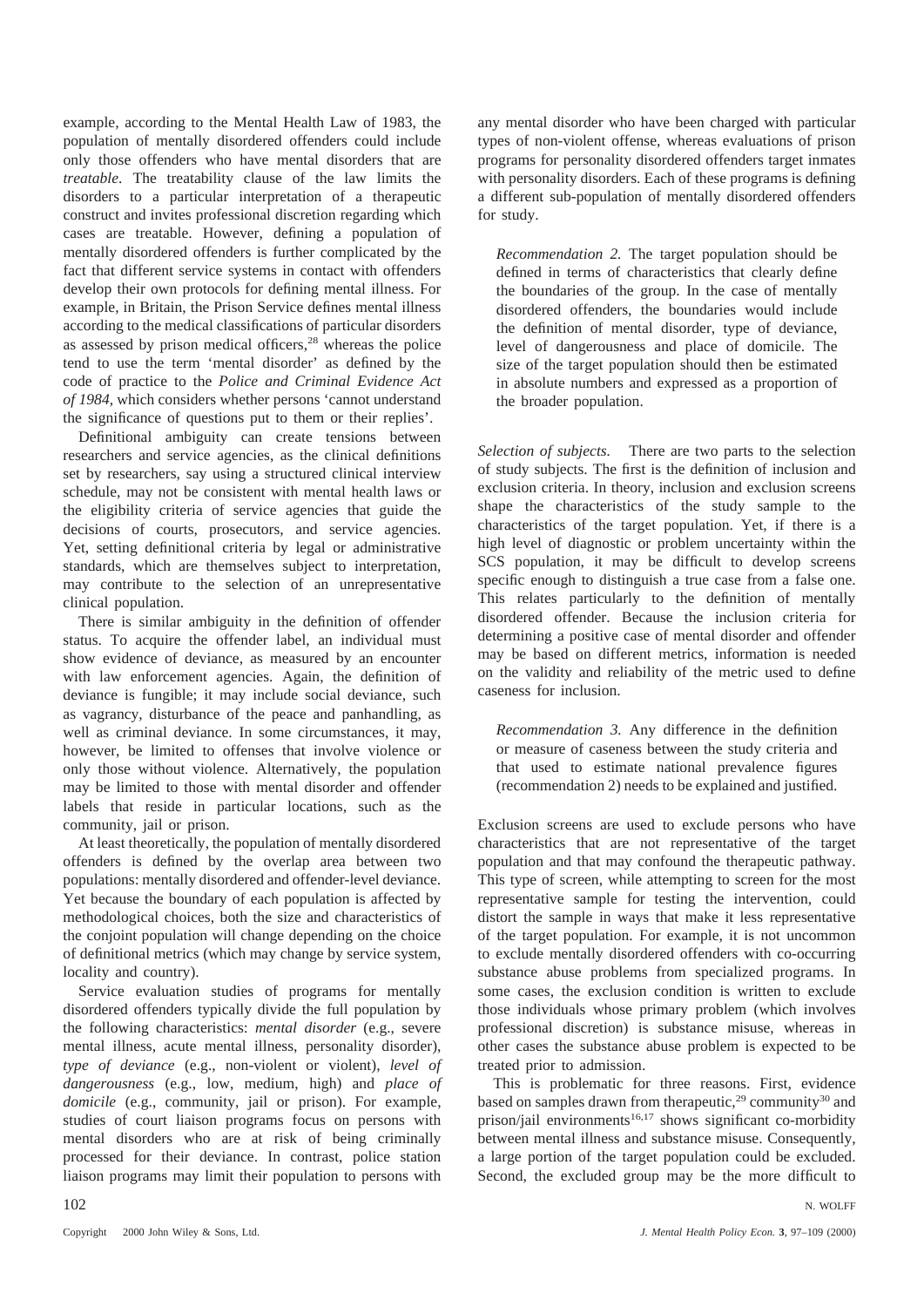example, according to the Mental Health Law of 1983, the population of mentally disordered offenders could include only those offenders who have mental disorders that are *treatable*. The treatability clause of the law limits the disorders to a particular interpretation of a therapeutic construct and invites professional discretion regarding which cases are treatable. However, defining a population of mentally disordered offenders is further complicated by the fact that different service systems in contact with offenders develop their own protocols for defining mental illness. For example, in Britain, the Prison Service defines mental illness according to the medical classifications of particular disorders as assessed by prison medical officers,[28] whereas the police tend to use the term 'mental disorder' as defined by the code of practice to the *Police and Criminal Evidence Act of 1984*, which considers whether persons 'cannot understand the significance of questions put to them or their replies'.

Definitional ambiguity can create tensions between researchers and service agencies, as the clinical definitions set by researchers, say using a structured clinical interview schedule, may not be consistent with mental health laws or the eligibility criteria of service agencies that guide the decisions of courts, prosecutors, and service agencies. Yet, setting definitional criteria by legal or administrative standards, which are themselves subject to interpretation, may contribute to the selection of an unrepresentative clinical population.

There is similar ambiguity in the definition of offender status. To acquire the offender label, an individual must show evidence of deviance, as measured by an encounter with law enforcement agencies. Again, the definition of deviance is fungible; it may include social deviance, such as vagrancy, disturbance of the peace and panhandling, as well as criminal deviance. In some circumstances, it may, however, be limited to offenses that involve violence or only those without violence. Alternatively, the population may be limited to those with mental disorder and offender labels that reside in particular locations, such as the community, jail or prison.

At least theoretically, the population of mentally disordered offenders is defined by the overlap area between two populations: mentally disordered and offender-level deviance. Yet because the boundary of each population is affected by methodological choices, both the size and characteristics of the conjoint population will change depending on the choice of definitional metrics (which may change by service system, locality and country).

Service evaluation studies of programs for mentally disordered offenders typically divide the full population by the following characteristics: *mental disorder* (e.g., severe mental illness, acute mental illness, personality disorder), *type of deviance* (e.g., non-violent or violent), *level of dangerousness* (e.g., low, medium, high) and *place of domicile* (e.g., community, jail or prison). For example, studies of court liaison programs focus on persons with mental disorders who are at risk of being criminally processed for their deviance. In contrast, police station liaison programs may limit their population to persons with any mental disorder who have been charged with particular types of non-violent offense, whereas evaluations of prison programs for personality disordered offenders target inmates with personality disorders. Each of these programs is defining a different sub-population of mentally disordered offenders for study.

> *Recommendation 2.* The target population should be defined in terms of characteristics that clearly define the boundaries of the group. In the case of mentally disordered offenders, the boundaries would include the definition of mental disorder, type of deviance, level of dangerousness and place of domicile. The size of the target population should then be estimated in absolute numbers and expressed as a proportion of the broader population.

*Selection of subjects.* There are two parts to the selection of study subjects. The first is the definition of inclusion and exclusion criteria. In theory, inclusion and exclusion screens shape the characteristics of the study sample to the characteristics of the target population. Yet, if there is a high level of diagnostic or problem uncertainty within the SCS population, it may be difficult to develop screens specific enough to distinguish a true case from a false one. This relates particularly to the definition of mentally disordered offender. Because the inclusion criteria for determining a positive case of mental disorder and offender may be based on different metrics, information is needed on the validity and reliability of the metric used to define caseness for inclusion.

> *Recommendation 3.* Any difference in the definition or measure of caseness between the study criteria and that used to estimate national prevalence figures (recommendation 2) needs to be explained and justified.

Exclusion screens are used to exclude persons who have characteristics that are not representative of the target population and that may confound the therapeutic pathway. This type of screen, while attempting to screen for the most representative sample for testing the intervention, could distort the sample in ways that make it less representative of the target population. For example, it is not uncommon to exclude mentally disordered offenders with co-occurring substance abuse problems from specialized programs. In some cases, the exclusion condition is written to exclude those individuals whose primary problem (which involves professional discretion) is substance misuse, whereas in other cases the substance abuse problem is expected to be treated prior to admission.

This is problematic for three reasons. First, evidence based on samples drawn from therapeutic,[29] community[30] and prison/jail environments[16,17] shows significant co-morbidity between mental illness and substance misuse. Consequently, a large portion of the target population could be excluded. Second, the excluded group may be the more difficult to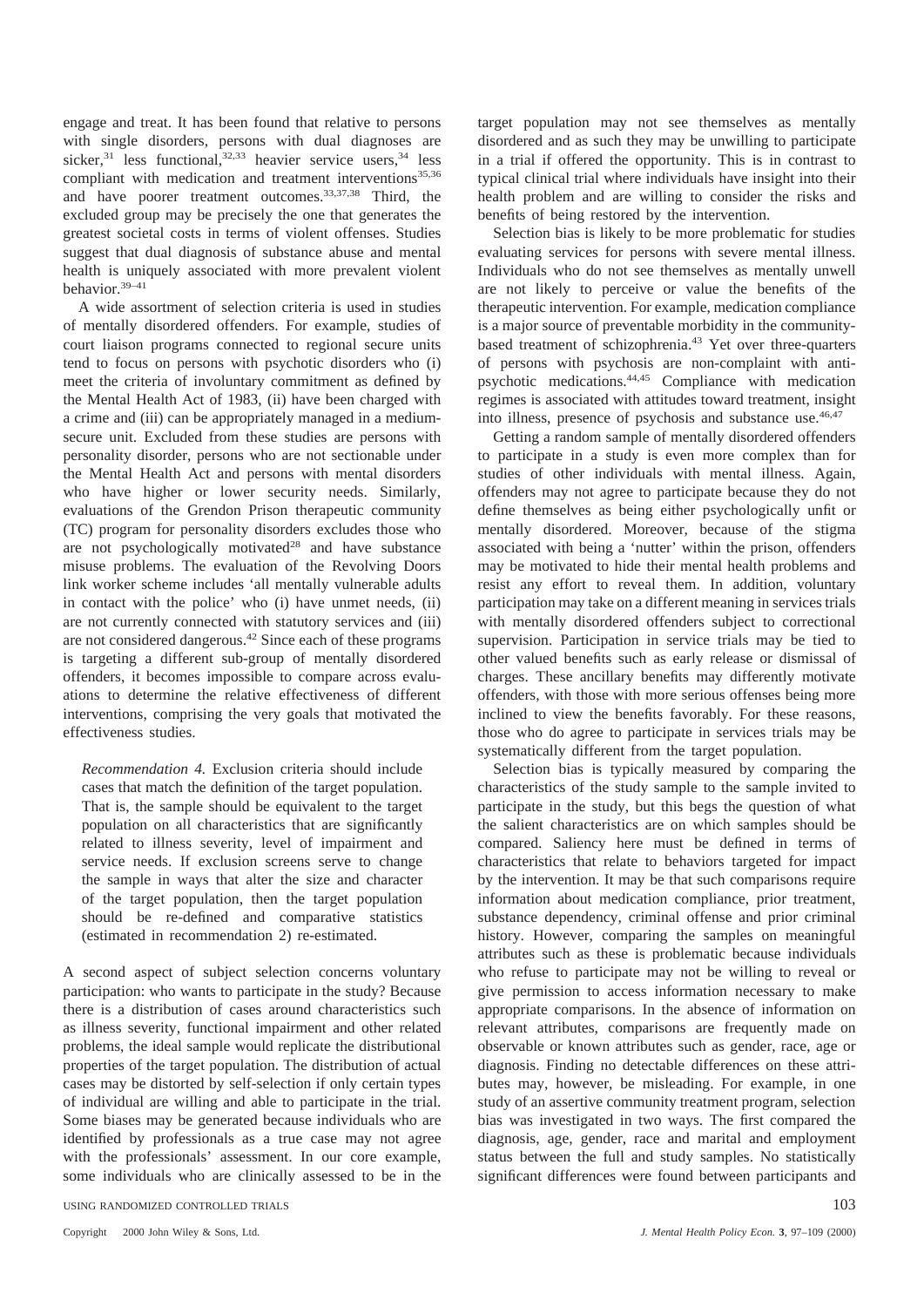engage and treat. It has been found that relative to persons with single disorders, persons with dual diagnoses are sicker,[31] less functional,[32,33] heavier service users,[34] less compliant with medication and treatment interventions[35,36] and have poorer treatment outcomes.[33,37,38] Third, the excluded group may be precisely the one that generates the greatest societal costs in terms of violent offenses. Studies suggest that dual diagnosis of substance abuse and mental health is uniquely associated with more prevalent violent behavior.[39–41]

A wide assortment of selection criteria is used in studies of mentally disordered offenders. For example, studies of court liaison programs connected to regional secure units tend to focus on persons with psychotic disorders who (i) meet the criteria of involuntary commitment as defined by the Mental Health Act of 1983, (ii) have been charged with a crime and (iii) can be appropriately managed in a medium-secure unit. Excluded from these studies are persons with personality disorder, persons who are not sectionable under the Mental Health Act and persons with mental disorders who have higher or lower security needs. Similarly, evaluations of the Grendon Prison therapeutic community (TC) program for personality disorders excludes those who are not psychologically motivated[28] and have substance misuse problems. The evaluation of the Revolving Doors link worker scheme includes 'all mentally vulnerable adults in contact with the police' who (i) have unmet needs, (ii) are not currently connected with statutory services and (iii) are not considered dangerous.[42] Since each of these programs is targeting a different sub-group of mentally disordered offenders, it becomes impossible to compare across evaluations to determine the relative effectiveness of different interventions, comprising the very goals that motivated the effectiveness studies.

> *Recommendation 4.* Exclusion criteria should include cases that match the definition of the target population. That is, the sample should be equivalent to the target population on all characteristics that are significantly related to illness severity, level of impairment and service needs. If exclusion screens serve to change the sample in ways that alter the size and character of the target population, then the target population should be re-defined and comparative statistics (estimated in recommendation 2) re-estimated.

A second aspect of subject selection concerns voluntary participation: who wants to participate in the study? Because there is a distribution of cases around characteristics such as illness severity, functional impairment and other related problems, the ideal sample would replicate the distributional properties of the target population. The distribution of actual cases may be distorted by self-selection if only certain types of individual are willing and able to participate in the trial. Some biases may be generated because individuals who are identified by professionals as a true case may not agree with the professionals' assessment. In our core example, some individuals who are clinically assessed to be in the target population may not see themselves as mentally disordered and as such they may be unwilling to participate in a trial if offered the opportunity. This is in contrast to typical clinical trial where individuals have insight into their health problem and are willing to consider the risks and benefits of being restored by the intervention.

Selection bias is likely to be more problematic for studies evaluating services for persons with severe mental illness. Individuals who do not see themselves as mentally unwell are not likely to perceive or value the benefits of the therapeutic intervention. For example, medication compliance is a major source of preventable morbidity in the community-based treatment of schizophrenia.[43] Yet over three-quarters of persons with psychosis are non-complaint with anti-psychotic medications.[44,45] Compliance with medication regimes is associated with attitudes toward treatment, insight into illness, presence of psychosis and substance use.[46,47]

Getting a random sample of mentally disordered offenders to participate in a study is even more complex than for studies of other individuals with mental illness. Again, offenders may not agree to participate because they do not define themselves as being either psychologically unfit or mentally disordered. Moreover, because of the stigma associated with being a 'nutter' within the prison, offenders may be motivated to hide their mental health problems and resist any effort to reveal them. In addition, voluntary participation may take on a different meaning in services trials with mentally disordered offenders subject to correctional supervision. Participation in service trials may be tied to other valued benefits such as early release or dismissal of charges. These ancillary benefits may differently motivate offenders, with those with more serious offenses being more inclined to view the benefits favorably. For these reasons, those who do agree to participate in services trials may be systematically different from the target population.

Selection bias is typically measured by comparing the characteristics of the study sample to the sample invited to participate in the study, but this begs the question of what the salient characteristics are on which samples should be compared. Saliency here must be defined in terms of characteristics that relate to behaviors targeted for impact by the intervention. It may be that such comparisons require information about medication compliance, prior treatment, substance dependency, criminal offense and prior criminal history. However, comparing the samples on meaningful attributes such as these is problematic because individuals who refuse to participate may not be willing to reveal or give permission to access information necessary to make appropriate comparisons. In the absence of information on relevant attributes, comparisons are frequently made on observable or known attributes such as gender, race, age or diagnosis. Finding no detectable differences on these attributes may, however, be misleading. For example, in one study of an assertive community treatment program, selection bias was investigated in two ways. The first compared the diagnosis, age, gender, race and marital and employment status between the full and study samples. No statistically significant differences were found between participants and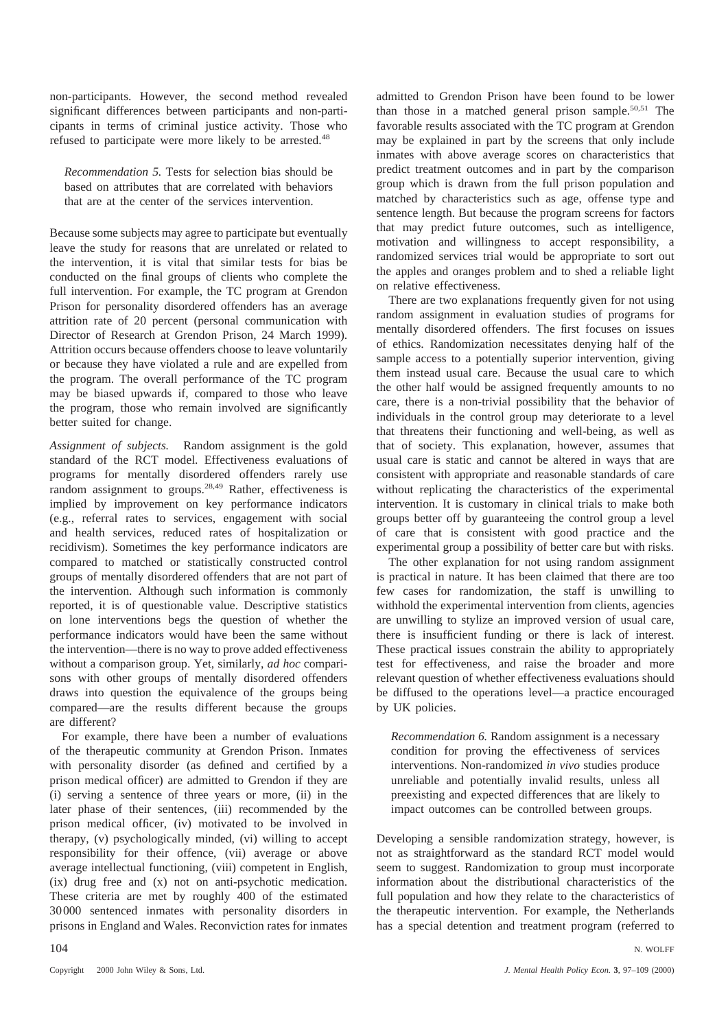non-participants. However, the second method revealed significant differences between participants and non-participants in terms of criminal justice activity. Those who refused to participate were more likely to be arrested.[48]

> *Recommendation 5.* Tests for selection bias should be based on attributes that are correlated with behaviors that are at the center of the services intervention.

Because some subjects may agree to participate but eventually leave the study for reasons that are unrelated or related to the intervention, it is vital that similar tests for bias be conducted on the final groups of clients who complete the full intervention. For example, the TC program at Grendon Prison for personality disordered offenders has an average attrition rate of 20 percent (personal communication with Director of Research at Grendon Prison, 24 March 1999). Attrition occurs because offenders choose to leave voluntarily or because they have violated a rule and are expelled from the program. The overall performance of the TC program may be biased upwards if, compared to those who leave the program, those who remain involved are significantly better suited for change.

*Assignment of subjects.* Random assignment is the gold standard of the RCT model. Effectiveness evaluations of programs for mentally disordered offenders rarely use random assignment to groups.[28,49] Rather, effectiveness is implied by improvement on key performance indicators (e.g., referral rates to services, engagement with social and health services, reduced rates of hospitalization or recidivism). Sometimes the key performance indicators are compared to matched or statistically constructed control groups of mentally disordered offenders that are not part of the intervention. Although such information is commonly reported, it is of questionable value. Descriptive statistics on lone interventions begs the question of whether the performance indicators would have been the same without the intervention—there is no way to prove added effectiveness without a comparison group. Yet, similarly, *ad hoc* comparisons with other groups of mentally disordered offenders draws into question the equivalence of the groups being compared—are the results different because the groups are different?

For example, there have been a number of evaluations of the therapeutic community at Grendon Prison. Inmates with personality disorder (as defined and certified by a prison medical officer) are admitted to Grendon if they are (i) serving a sentence of three years or more, (ii) in the later phase of their sentences, (iii) recommended by the prison medical officer, (iv) motivated to be involved in therapy, (v) psychologically minded, (vi) willing to accept responsibility for their offence, (vii) average or above average intellectual functioning, (viii) competent in English, (ix) drug free and (x) not on anti-psychotic medication. These criteria are met by roughly 400 of the estimated 30 000 sentenced inmates with personality disorders in prisons in England and Wales. Reconviction rates for inmates admitted to Grendon Prison have been found to be lower than those in a matched general prison sample.[50,51] The favorable results associated with the TC program at Grendon may be explained in part by the screens that only include inmates with above average scores on characteristics that predict treatment outcomes and in part by the comparison group which is drawn from the full prison population and matched by characteristics such as age, offense type and sentence length. But because the program screens for factors that may predict future outcomes, such as intelligence, motivation and willingness to accept responsibility, a randomized services trial would be appropriate to sort out the apples and oranges problem and to shed a reliable light on relative effectiveness.

There are two explanations frequently given for not using random assignment in evaluation studies of programs for mentally disordered offenders. The first focuses on issues of ethics. Randomization necessitates denying half of the sample access to a potentially superior intervention, giving them instead usual care. Because the usual care to which the other half would be assigned frequently amounts to no care, there is a non-trivial possibility that the behavior of individuals in the control group may deteriorate to a level that threatens their functioning and well-being, as well as that of society. This explanation, however, assumes that usual care is static and cannot be altered in ways that are consistent with appropriate and reasonable standards of care without replicating the characteristics of the experimental intervention. It is customary in clinical trials to make both groups better off by guaranteeing the control group a level of care that is consistent with good practice and the experimental group a possibility of better care but with risks.

The other explanation for not using random assignment is practical in nature. It has been claimed that there are too few cases for randomization, the staff is unwilling to withhold the experimental intervention from clients, agencies are unwilling to stylize an improved version of usual care, there is insufficient funding or there is lack of interest. These practical issues constrain the ability to appropriately test for effectiveness, and raise the broader and more relevant question of whether effectiveness evaluations should be diffused to the operations level—a practice encouraged by UK policies.

> *Recommendation 6.* Random assignment is a necessary condition for proving the effectiveness of services interventions. Non-randomized *in vivo* studies produce unreliable and potentially invalid results, unless all preexisting and expected differences that are likely to impact outcomes can be controlled between groups.

Developing a sensible randomization strategy, however, is not as straightforward as the standard RCT model would seem to suggest. Randomization to group must incorporate information about the distributional characteristics of the full population and how they relate to the characteristics of the therapeutic intervention. For example, the Netherlands has a special detention and treatment program (referred to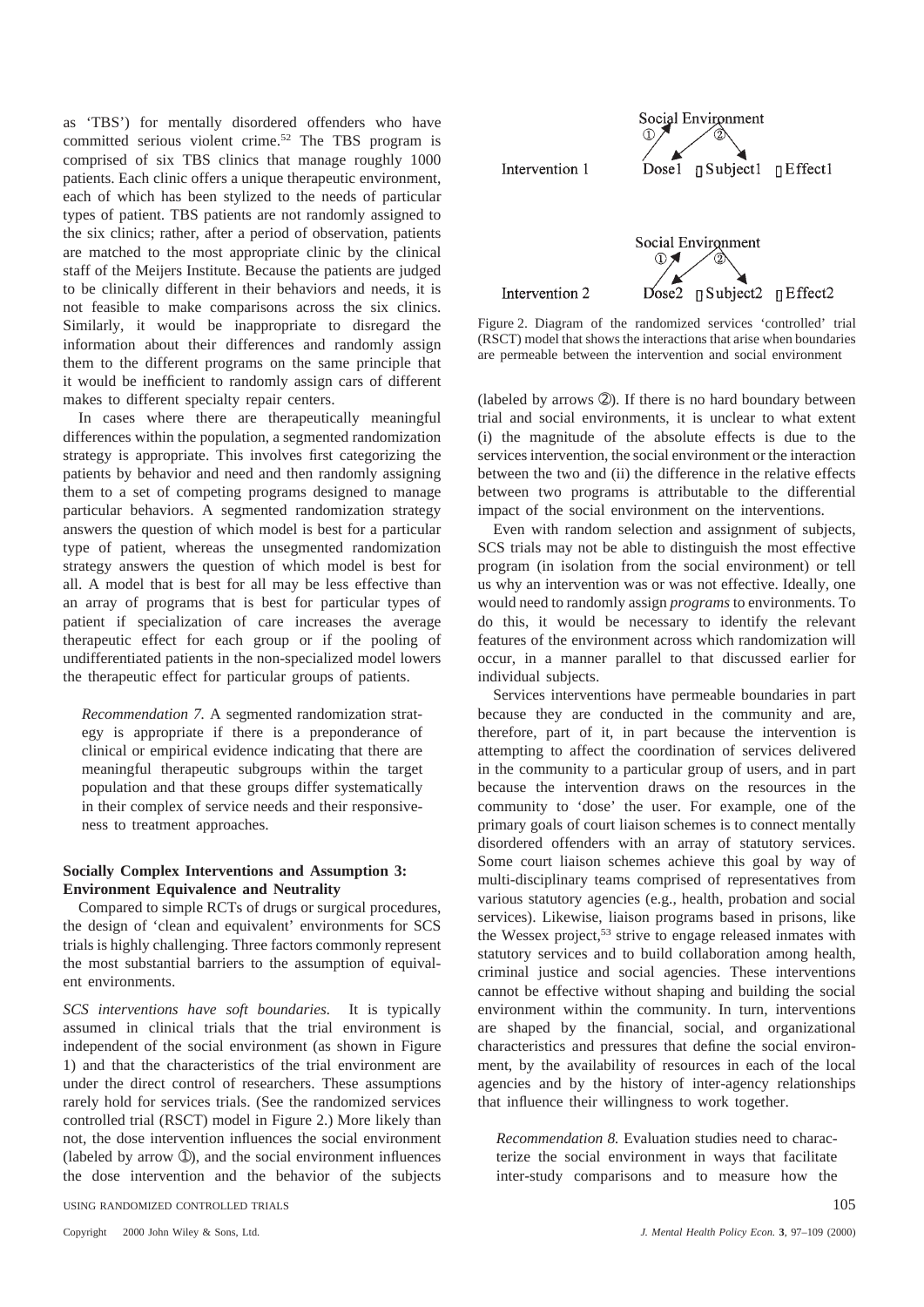as 'TBS') for mentally disordered offenders who have committed serious violent crime.[52] The TBS program is comprised of six TBS clinics that manage roughly 1000 patients. Each clinic offers a unique therapeutic environment, each of which has been stylized to the needs of particular types of patient. TBS patients are not randomly assigned to the six clinics; rather, after a period of observation, patients are matched to the most appropriate clinic by the clinical staff of the Meijers Institute. Because the patients are judged to be clinically different in their behaviors and needs, it is not feasible to make comparisons across the six clinics. Similarly, it would be inappropriate to disregard the information about their differences and randomly assign them to the different programs on the same principle that it would be inefficient to randomly assign cars of different makes to different specialty repair centers.

In cases where there are therapeutically meaningful differences within the population, a segmented randomization strategy is appropriate. This involves first categorizing the patients by behavior and need and then randomly assigning them to a set of competing programs designed to manage particular behaviors. A segmented randomization strategy answers the question of which model is best for a particular type of patient, whereas the unsegmented randomization strategy answers the question of which model is best for all. A model that is best for all may be less effective than an array of programs that is best for particular types of patient if specialization of care increases the average therapeutic effect for each group or if the pooling of undifferentiated patients in the non-specialized model lowers the therapeutic effect for particular groups of patients.

> *Recommendation 7.* A segmented randomization strategy is appropriate if there is a preponderance of clinical or empirical evidence indicating that there are meaningful therapeutic subgroups within the target population and that these groups differ systematically in their complex of service needs and their responsiveness to treatment approaches.

### Socially Complex Interventions and Assumption 3: Environment Equivalence and Neutrality

Compared to simple RCTs of drugs or surgical procedures, the design of 'clean and equivalent' environments for SCS trials is highly challenging. Three factors commonly represent the most substantial barriers to the assumption of equivalent environments.

*SCS interventions have soft boundaries.* It is typically assumed in clinical trials that the trial environment is independent of the social environment (as shown in Figure 1) and that the characteristics of the trial environment are under the direct control of researchers. These assumptions rarely hold for services trials. (See the randomized services controlled trial (RSCT) model in Figure 2.) More likely than not, the dose intervention influences the social environment (labeled by arrow ①), and the social environment influences the dose intervention and the behavior of the subjects (labeled by arrows ②). If there is no hard boundary between trial and social environments, it is unclear to what extent (i) the magnitude of the absolute effects is due to the services intervention, the social environment or the interaction between the two and (ii) the difference in the relative effects between two programs is attributable to the differential impact of the social environment on the interventions.

Intervention 1 — Social Environment ① ② — Dose1 → Subject1 → Effect1

Intervention 2 — Social Environment ① ② — Dose2 → Subject2 → Effect2

Figure 2. Diagram of the randomized services 'controlled' trial (RSCT) model that shows the interactions that arise when boundaries are permeable between the intervention and social environment

Even with random selection and assignment of subjects, SCS trials may not be able to distinguish the most effective program (in isolation from the social environment) or tell us why an intervention was or was not effective. Ideally, one would need to randomly assign *programs* to environments. To do this, it would be necessary to identify the relevant features of the environment across which randomization will occur, in a manner parallel to that discussed earlier for individual subjects.

Services interventions have permeable boundaries in part because they are conducted in the community and are, therefore, part of it, in part because the intervention is attempting to affect the coordination of services delivered in the community to a particular group of users, and in part because the intervention draws on the resources in the community to 'dose' the user. For example, one of the primary goals of court liaison schemes is to connect mentally disordered offenders with an array of statutory services. Some court liaison schemes achieve this goal by way of multi-disciplinary teams comprised of representatives from various statutory agencies (e.g., health, probation and social services). Likewise, liaison programs based in prisons, like the Wessex project,[53] strive to engage released inmates with statutory services and to build collaboration among health, criminal justice and social agencies. These interventions cannot be effective without shaping and building the social environment within the community. In turn, interventions are shaped by the financial, social, and organizational characteristics and pressures that define the social environment, by the availability of resources in each of the local agencies and by the history of inter-agency relationships that influence their willingness to work together.

> *Recommendation 8.* Evaluation studies need to characterize the social environment in ways that facilitate inter-study comparisons and to measure how the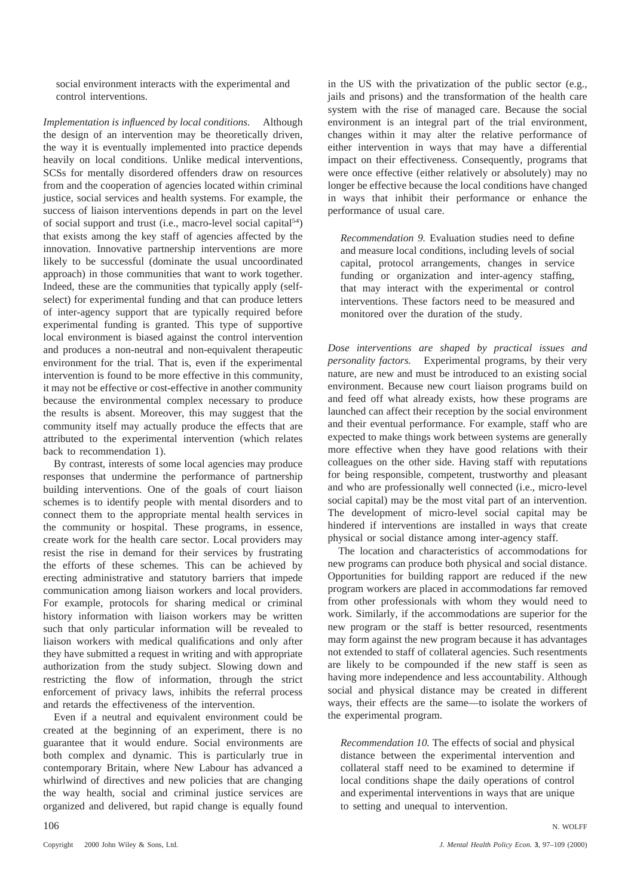social environment interacts with the experimental and control interventions.

*Implementation is influenced by local conditions.* Although the design of an intervention may be theoretically driven, the way it is eventually implemented into practice depends heavily on local conditions. Unlike medical interventions, SCSs for mentally disordered offenders draw on resources from and the cooperation of agencies located within criminal justice, social services and health systems. For example, the success of liaison interventions depends in part on the level of social support and trust (i.e., macro-level social capital[54]) that exists among the key staff of agencies affected by the innovation. Innovative partnership interventions are more likely to be successful (dominate the usual uncoordinated approach) in those communities that want to work together. Indeed, these are the communities that typically apply (self-select) for experimental funding and that can produce letters of inter-agency support that are typically required before experimental funding is granted. This type of supportive local environment is biased against the control intervention and produces a non-neutral and non-equivalent therapeutic environment for the trial. That is, even if the experimental intervention is found to be more effective in this community, it may not be effective or cost-effective in another community because the environmental complex necessary to produce the results is absent. Moreover, this may suggest that the community itself may actually produce the effects that are attributed to the experimental intervention (which relates back to recommendation 1).

By contrast, interests of some local agencies may produce responses that undermine the performance of partnership building interventions. One of the goals of court liaison schemes is to identify people with mental disorders and to connect them to the appropriate mental health services in the community or hospital. These programs, in essence, create work for the health care sector. Local providers may resist the rise in demand for their services by frustrating the efforts of these schemes. This can be achieved by erecting administrative and statutory barriers that impede communication among liaison workers and local providers. For example, protocols for sharing medical or criminal history information with liaison workers may be written such that only particular information will be revealed to liaison workers with medical qualifications and only after they have submitted a request in writing and with appropriate authorization from the study subject. Slowing down and restricting the flow of information, through the strict enforcement of privacy laws, inhibits the referral process and retards the effectiveness of the intervention.

Even if a neutral and equivalent environment could be created at the beginning of an experiment, there is no guarantee that it would endure. Social environments are both complex and dynamic. This is particularly true in contemporary Britain, where New Labour has advanced a whirlwind of directives and new policies that are changing the way health, social and criminal justice services are organized and delivered, but rapid change is equally found in the US with the privatization of the public sector (e.g., jails and prisons) and the transformation of the health care system with the rise of managed care. Because the social environment is an integral part of the trial environment, changes within it may alter the relative performance of either intervention in ways that may have a differential impact on their effectiveness. Consequently, programs that were once effective (either relatively or absolutely) may no longer be effective because the local conditions have changed in ways that inhibit their performance or enhance the performance of usual care.

> *Recommendation 9.* Evaluation studies need to define and measure local conditions, including levels of social capital, protocol arrangements, changes in service funding or organization and inter-agency staffing, that may interact with the experimental or control interventions. These factors need to be measured and monitored over the duration of the study.

*Dose interventions are shaped by practical issues and personality factors.* Experimental programs, by their very nature, are new and must be introduced to an existing social environment. Because new court liaison programs build on and feed off what already exists, how these programs are launched can affect their reception by the social environment and their eventual performance. For example, staff who are expected to make things work between systems are generally more effective when they have good relations with their colleagues on the other side. Having staff with reputations for being responsible, competent, trustworthy and pleasant and who are professionally well connected (i.e., micro-level social capital) may be the most vital part of an intervention. The development of micro-level social capital may be hindered if interventions are installed in ways that create physical or social distance among inter-agency staff.

The location and characteristics of accommodations for new programs can produce both physical and social distance. Opportunities for building rapport are reduced if the new program workers are placed in accommodations far removed from other professionals with whom they would need to work. Similarly, if the accommodations are superior for the new program or the staff is better resourced, resentments may form against the new program because it has advantages not extended to staff of collateral agencies. Such resentments are likely to be compounded if the new staff is seen as having more independence and less accountability. Although social and physical distance may be created in different ways, their effects are the same—to isolate the workers of the experimental program.

> *Recommendation 10.* The effects of social and physical distance between the experimental intervention and collateral staff need to be examined to determine if local conditions shape the daily operations of control and experimental interventions in ways that are unique to setting and unequal to intervention.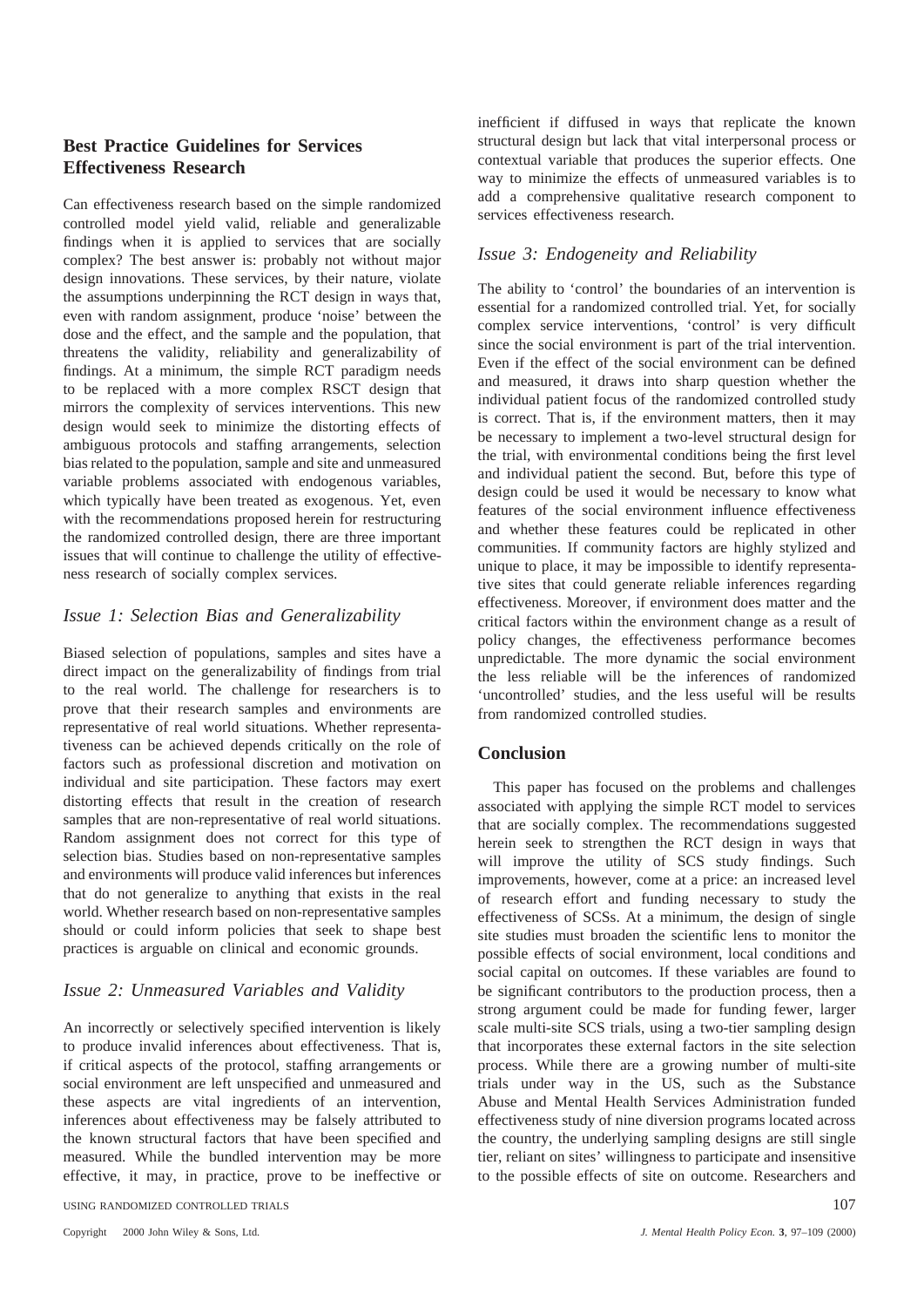## Best Practice Guidelines for Services Effectiveness Research

Can effectiveness research based on the simple randomized controlled model yield valid, reliable and generalizable findings when it is applied to services that are socially complex? The best answer is: probably not without major design innovations. These services, by their nature, violate the assumptions underpinning the RCT design in ways that, even with random assignment, produce 'noise' between the dose and the effect, and the sample and the population, that threatens the validity, reliability and generalizability of findings. At a minimum, the simple RCT paradigm needs to be replaced with a more complex RSCT design that mirrors the complexity of services interventions. This new design would seek to minimize the distorting effects of ambiguous protocols and staffing arrangements, selection bias related to the population, sample and site and unmeasured variable problems associated with endogenous variables, which typically have been treated as exogenous. Yet, even with the recommendations proposed herein for restructuring the randomized controlled design, there are three important issues that will continue to challenge the utility of effectiveness research of socially complex services.

### *Issue 1: Selection Bias and Generalizability*

Biased selection of populations, samples and sites have a direct impact on the generalizability of findings from trial to the real world. The challenge for researchers is to prove that their research samples and environments are representative of real world situations. Whether representativeness can be achieved depends critically on the role of factors such as professional discretion and motivation on individual and site participation. These factors may exert distorting effects that result in the creation of research samples that are non-representative of real world situations. Random assignment does not correct for this type of selection bias. Studies based on non-representative samples and environments will produce valid inferences but inferences that do not generalize to anything that exists in the real world. Whether research based on non-representative samples should or could inform policies that seek to shape best practices is arguable on clinical and economic grounds.

### *Issue 2: Unmeasured Variables and Validity*

An incorrectly or selectively specified intervention is likely to produce invalid inferences about effectiveness. That is, if critical aspects of the protocol, staffing arrangements or social environment are left unspecified and unmeasured and these aspects are vital ingredients of an intervention, inferences about effectiveness may be falsely attributed to the known structural factors that have been specified and measured. While the bundled intervention may be more effective, it may, in practice, prove to be ineffective or inefficient if diffused in ways that replicate the known structural design but lack that vital interpersonal process or contextual variable that produces the superior effects. One way to minimize the effects of unmeasured variables is to add a comprehensive qualitative research component to services effectiveness research.

### *Issue 3: Endogeneity and Reliability*

The ability to 'control' the boundaries of an intervention is essential for a randomized controlled trial. Yet, for socially complex service interventions, 'control' is very difficult since the social environment is part of the trial intervention. Even if the effect of the social environment can be defined and measured, it draws into sharp question whether the individual patient focus of the randomized controlled study is correct. That is, if the environment matters, then it may be necessary to implement a two-level structural design for the trial, with environmental conditions being the first level and individual patient the second. But, before this type of design could be used it would be necessary to know what features of the social environment influence effectiveness and whether these features could be replicated in other communities. If community factors are highly stylized and unique to place, it may be impossible to identify representative sites that could generate reliable inferences regarding effectiveness. Moreover, if environment does matter and the critical factors within the environment change as a result of policy changes, the effectiveness performance becomes unpredictable. The more dynamic the social environment the less reliable will be the inferences of randomized 'uncontrolled' studies, and the less useful will be results from randomized controlled studies.

## Conclusion

This paper has focused on the problems and challenges associated with applying the simple RCT model to services that are socially complex. The recommendations suggested herein seek to strengthen the RCT design in ways that will improve the utility of SCS study findings. Such improvements, however, come at a price: an increased level of research effort and funding necessary to study the effectiveness of SCSs. At a minimum, the design of single site studies must broaden the scientific lens to monitor the possible effects of social environment, local conditions and social capital on outcomes. If these variables are found to be significant contributors to the production process, then a strong argument could be made for funding fewer, larger scale multi-site SCS trials, using a two-tier sampling design that incorporates these external factors in the site selection process. While there are a growing number of multi-site trials under way in the US, such as the Substance Abuse and Mental Health Services Administration funded effectiveness study of nine diversion programs located across the country, the underlying sampling designs are still single tier, reliant on sites' willingness to participate and insensitive to the possible effects of site on outcome. Researchers and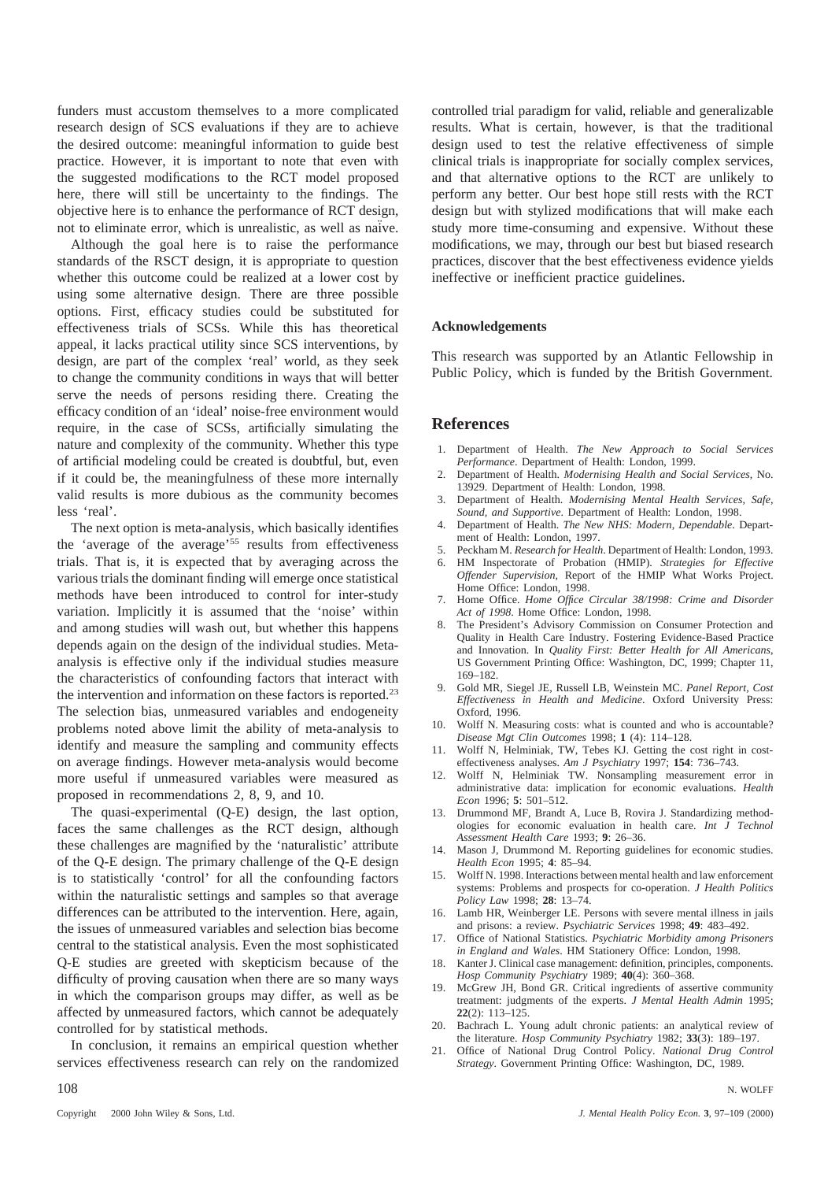funders must accustom themselves to a more complicated research design of SCS evaluations if they are to achieve the desired outcome: meaningful information to guide best practice. However, it is important to note that even with the suggested modifications to the RCT model proposed here, there will still be uncertainty to the findings. The objective here is to enhance the performance of RCT design, not to eliminate error, which is unrealistic, as well as naïve.

Although the goal here is to raise the performance standards of the RSCT design, it is appropriate to question whether this outcome could be realized at a lower cost by using some alternative design. There are three possible options. First, efficacy studies could be substituted for effectiveness trials of SCSs. While this has theoretical appeal, it lacks practical utility since SCS interventions, by design, are part of the complex 'real' world, as they seek to change the community conditions in ways that will better serve the needs of persons residing there. Creating the efficacy condition of an 'ideal' noise-free environment would require, in the case of SCSs, artificially simulating the nature and complexity of the community. Whether this type of artificial modeling could be created is doubtful, but, even if it could be, the meaningfulness of these more internally valid results is more dubious as the community becomes less 'real'.

The next option is meta-analysis, which basically identifies the 'average of the average'[55] results from effectiveness trials. That is, it is expected that by averaging across the various trials the dominant finding will emerge once statistical methods have been introduced to control for inter-study variation. Implicitly it is assumed that the 'noise' within and among studies will wash out, but whether this happens depends again on the design of the individual studies. Meta-analysis is effective only if the individual studies measure the characteristics of confounding factors that interact with the intervention and information on these factors is reported.[23] The selection bias, unmeasured variables and endogeneity problems noted above limit the ability of meta-analysis to identify and measure the sampling and community effects on average findings. However meta-analysis would become more useful if unmeasured variables were measured as proposed in recommendations 2, 8, 9, and 10.

The quasi-experimental (Q-E) design, the last option, faces the same challenges as the RCT design, although these challenges are magnified by the 'naturalistic' attribute of the Q-E design. The primary challenge of the Q-E design is to statistically 'control' for all the confounding factors within the naturalistic settings and samples so that average differences can be attributed to the intervention. Here, again, the issues of unmeasured variables and selection bias become central to the statistical analysis. Even the most sophisticated Q-E studies are greeted with skepticism because of the difficulty of proving causation when there are so many ways in which the comparison groups may differ, as well as be affected by unmeasured factors, which cannot be adequately controlled for by statistical methods.

In conclusion, it remains an empirical question whether services effectiveness research can rely on the randomized controlled trial paradigm for valid, reliable and generalizable results. What is certain, however, is that the traditional design used to test the relative effectiveness of simple clinical trials is inappropriate for socially complex services, and that alternative options to the RCT are unlikely to perform any better. Our best hope still rests with the RCT design but with stylized modifications that will make each study more time-consuming and expensive. Without these modifications, we may, through our best but biased research practices, discover that the best effectiveness evidence yields ineffective or inefficient practice guidelines.

### Acknowledgements

This research was supported by an Atlantic Fellowship in Public Policy, which is funded by the British Government.

## References

1. Department of Health. *The New Approach to Social Services Performance*. Department of Health: London, 1999.
2. Department of Health. *Modernising Health and Social Services*, No. 13929. Department of Health: London, 1998.
3. Department of Health. *Modernising Mental Health Services, Safe, Sound, and Supportive*. Department of Health: London, 1998.
4. Department of Health. *The New NHS: Modern, Dependable*. Department of Health: London, 1997.
5. Peckham M. *Research for Health*. Department of Health: London, 1993.
6. HM Inspectorate of Probation (HMIP). *Strategies for Effective Offender Supervision*, Report of the HMIP What Works Project. Home Office: London, 1998.
7. Home Office. *Home Office Circular 38/1998: Crime and Disorder Act of 1998*. Home Office: London, 1998.
8. The President's Advisory Commission on Consumer Protection and Quality in Health Care Industry. Fostering Evidence-Based Practice and Innovation. In *Quality First: Better Health for All Americans*, US Government Printing Office: Washington, DC, 1999; Chapter 11, 169–182.
9. Gold MR, Siegel JE, Russell LB, Weinstein MC. *Panel Report, Cost Effectiveness in Health and Medicine*. Oxford University Press: Oxford, 1996.
10. Wolff N. Measuring costs: what is counted and who is accountable? *Disease Mgt Clin Outcomes* 1998; **1** (4): 114–128.
11. Wolff N, Helminiak, TW, Tebes KJ. Getting the cost right in cost-effectiveness analyses. *Am J Psychiatry* 1997; **154**: 736–743.
12. Wolff N, Helminiak TW. Nonsampling measurement error in administrative data: implication for economic evaluations. *Health Econ* 1996; **5**: 501–512.
13. Drummond MF, Brandt A, Luce B, Rovira J. Standardizing methodologies for economic evaluation in health care. *Int J Technol Assessment Health Care* 1993; **9**: 26–36.
14. Mason J, Drummond M. Reporting guidelines for economic studies. *Health Econ* 1995; **4**: 85–94.
15. Wolff N. 1998. Interactions between mental health and law enforcement systems: Problems and prospects for co-operation. *J Health Politics Policy Law* 1998; **28**: 13–74.
16. Lamb HR, Weinberger LE. Persons with severe mental illness in jails and prisons: a review. *Psychiatric Services* 1998; **49**: 483–492.
17. Office of National Statistics. *Psychiatric Morbidity among Prisoners in England and Wales*. HM Stationery Office: London, 1998.
18. Kanter J. Clinical case management: definition, principles, components. *Hosp Community Psychiatry* 1989; **40**(4): 360–368.
19. McGrew JH, Bond GR. Critical ingredients of assertive community treatment: judgments of the experts. *J Mental Health Admin* 1995; **22**(2): 113–125.
20. Bachrach L. Young adult chronic patients: an analytical review of the literature. *Hosp Community Psychiatry* 1982; **33**(3): 189–197.
21. Office of National Drug Control Policy. *National Drug Control Strategy*. Government Printing Office: Washington, DC, 1989.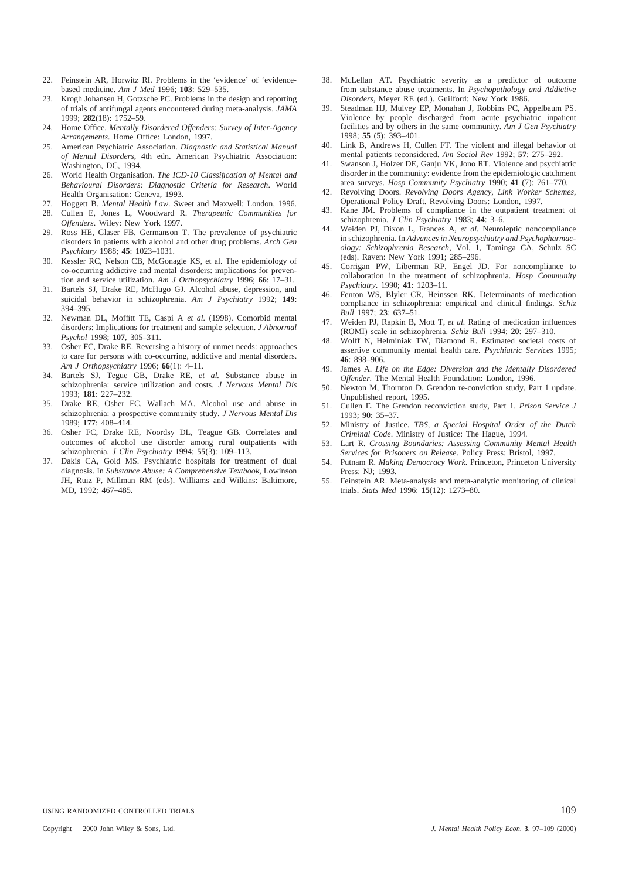22. Feinstein AR, Horwitz RI. Problems in the 'evidence' of 'evidence-based medicine. *Am J Med* 1996; **103**: 529–535.
23. Krogh Johansen H, Gotzsche PC. Problems in the design and reporting of trials of antifungal agents encountered during meta-analysis. *JAMA* 1999; **282**(18): 1752–59.
24. Home Office. *Mentally Disordered Offenders: Survey of Inter-Agency Arrangements*. Home Office: London, 1997.
25. American Psychiatric Association. *Diagnostic and Statistical Manual of Mental Disorders*, 4th edn. American Psychiatric Association: Washington, DC, 1994.
26. World Health Organisation. *The ICD-10 Classification of Mental and Behavioural Disorders: Diagnostic Criteria for Research*. World Health Organisation: Geneva, 1993.
27. Hoggett B. *Mental Health Law*. Sweet and Maxwell: London, 1996.
28. Cullen E, Jones L, Woodward R. *Therapeutic Communities for Offenders*. Wiley: New York 1997.
29. Ross HE, Glaser FB, Germanson T. The prevalence of psychiatric disorders in patients with alcohol and other drug problems. *Arch Gen Psychiatry* 1988; **45**: 1023–1031.
30. Kessler RC, Nelson CB, McGonagle KS, et al. The epidemiology of co-occurring addictive and mental disorders: implications for prevention and service utilization. *Am J Orthopsychiatry* 1996; **66**: 17–31.
31. Bartels SJ, Drake RE, McHugo GJ. Alcohol abuse, depression, and suicidal behavior in schizophrenia. *Am J Psychiatry* 1992; **149**: 394–395.
32. Newman DL, Moffitt TE, Caspi A *et al.* (1998). Comorbid mental disorders: Implications for treatment and sample selection. *J Abnormal Psychol* 1998; **107**, 305–311.
33. Osher FC, Drake RE. Reversing a history of unmet needs: approaches to care for persons with co-occurring, addictive and mental disorders. *Am J Orthopsychiatry* 1996; **66**(1): 4–11.
34. Bartels SJ, Tegue GB, Drake RE, *et al.* Substance abuse in schizophrenia: service utilization and costs. *J Nervous Mental Dis* 1993; **181**: 227–232.
35. Drake RE, Osher FC, Wallach MA. Alcohol use and abuse in schizophrenia: a prospective community study. *J Nervous Mental Dis* 1989; **177**: 408–414.
36. Osher FC, Drake RE, Noordsy DL, Teague GB. Correlates and outcomes of alcohol use disorder among rural outpatients with schizophrenia. *J Clin Psychiatry* 1994; **55**(3): 109–113.
37. Dakis CA, Gold MS. Psychiatric hospitals for treatment of dual diagnosis. In *Substance Abuse: A Comprehensive Textbook*, Lowinson JH, Ruiz P, Millman RM (eds). Williams and Wilkins: Baltimore, MD, 1992; 467–485.
38. McLellan AT. Psychiatric severity as a predictor of outcome from substance abuse treatments. In *Psychopathology and Addictive Disorders*, Meyer RE (ed.). Guilford: New York 1986.
39. Steadman HJ, Mulvey EP, Monahan J, Robbins PC, Appelbaum PS. Violence by people discharged from acute psychiatric inpatient facilities and by others in the same community. *Am J Gen Psychiatry* 1998; **55** (5): 393–401.
40. Link B, Andrews H, Cullen FT. The violent and illegal behavior of mental patients reconsidered. *Am Sociol Rev* 1992; **57**: 275–292.
41. Swanson J, Holzer DE, Ganju VK, Jono RT. Violence and psychiatric disorder in the community: evidence from the epidemiologic catchment area surveys. *Hosp Community Psychiatry* 1990; **41** (7): 761–770.
42. Revolving Doors. *Revolving Doors Agency, Link Worker Schemes*, Operational Policy Draft. Revolving Doors: London, 1997.
43. Kane JM. Problems of compliance in the outpatient treatment of schizophrenia. *J Clin Psychiatry* 1983; **44**: 3–6.
44. Weiden PJ, Dixon L, Frances A, *et al.* Neuroleptic noncompliance in schizophrenia. In *Advances in Neuropsychiatry and Psychopharmacology: Schizophrenia Research*, Vol. 1, Taminga CA, Schulz SC (eds). Raven: New York 1991; 285–296.
45. Corrigan PW, Liberman RP, Engel JD. For noncompliance to collaboration in the treatment of schizophrenia. *Hosp Community Psychiatry*. 1990; **41**: 1203–11.
46. Fenton WS, Blyler CR, Heinssen RK. Determinants of medication compliance in schizophrenia: empirical and clinical findings. *Schiz Bull* 1997; **23**: 637–51.
47. Weiden PJ, Rapkin B, Mott T, *et al.* Rating of medication influences (ROMI) scale in schizophrenia. *Schiz Bull* 1994; **20**: 297–310.
48. Wolff N, Helminiak TW, Diamond R. Estimated societal costs of assertive community mental health care. *Psychiatric Services* 1995; **46**: 898–906.
49. James A. *Life on the Edge: Diversion and the Mentally Disordered Offender*. The Mental Health Foundation: London, 1996.
50. Newton M, Thornton D. Grendon re-conviction study, Part 1 update. Unpublished report, 1995.
51. Cullen E. The Grendon reconviction study, Part 1. *Prison Service J* 1993; **90**: 35–37.
52. Ministry of Justice. *TBS, a Special Hospital Order of the Dutch Criminal Code*. Ministry of Justice: The Hague, 1994.
53. Lart R. *Crossing Boundaries: Assessing Community Mental Health Services for Prisoners on Release*. Policy Press: Bristol, 1997.
54. Putnam R. *Making Democracy Work*. Princeton, Princeton University Press: NJ; 1993.
55. Feinstein AR. Meta-analysis and meta-analytic monitoring of clinical trials. *Stats Med* 1996: **15**(12): 1273–80.